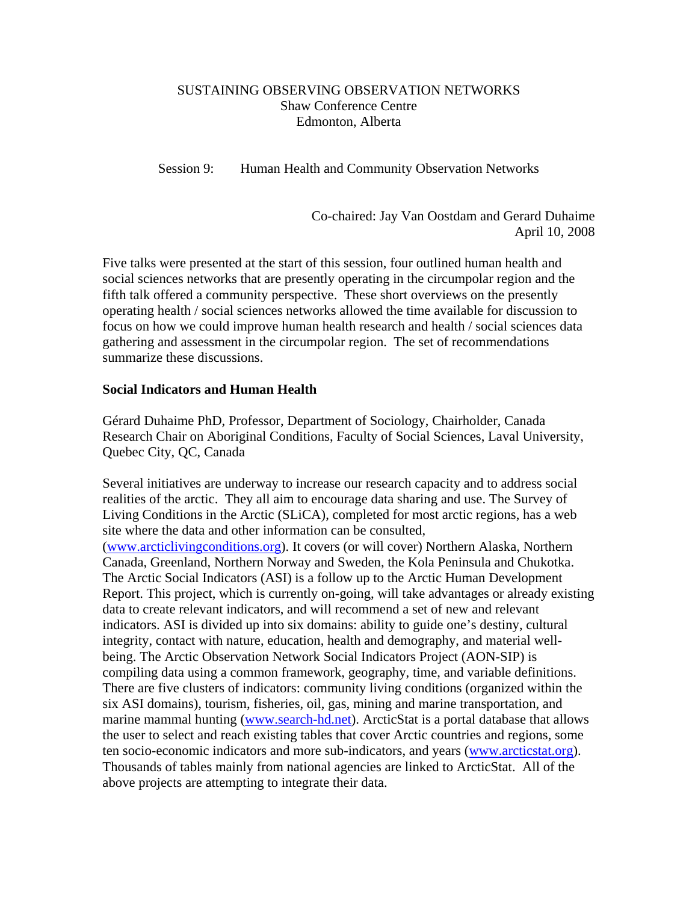SUSTAINING OBSERVING OBSERVATION NETWORKS
Shaw Conference Centre
Edmonton, Alberta

Session 9: Human Health and Community Observation Networks

Co-chaired: Jay Van Oostdam and Gerard Duhaime
April 10, 2008

Five talks were presented at the start of this session, four outlined human health and social sciences networks that are presently operating in the circumpolar region and the fifth talk offered a community perspective. These short overviews on the presently operating health / social sciences networks allowed the time available for discussion to focus on how we could improve human health research and health / social sciences data gathering and assessment in the circumpolar region. The set of recommendations summarize these discussions.

**Social Indicators and Human Health**

Gérard Duhaime PhD, Professor, Department of Sociology, Chairholder, Canada Research Chair on Aboriginal Conditions, Faculty of Social Sciences, Laval University, Quebec City, QC, Canada

Several initiatives are underway to increase our research capacity and to address social realities of the arctic. They all aim to encourage data sharing and use. The Survey of Living Conditions in the Arctic (SLiCA), completed for most arctic regions, has a web site where the data and other information can be consulted, (www.arcticlivingconditions.org). It covers (or will cover) Northern Alaska, Northern Canada, Greenland, Northern Norway and Sweden, the Kola Peninsula and Chukotka. The Arctic Social Indicators (ASI) is a follow up to the Arctic Human Development Report. This project, which is currently on-going, will take advantages or already existing data to create relevant indicators, and will recommend a set of new and relevant indicators. ASI is divided up into six domains: ability to guide one's destiny, cultural integrity, contact with nature, education, health and demography, and material well-being. The Arctic Observation Network Social Indicators Project (AON-SIP) is compiling data using a common framework, geography, time, and variable definitions. There are five clusters of indicators: community living conditions (organized within the six ASI domains), tourism, fisheries, oil, gas, mining and marine transportation, and marine mammal hunting (www.search-hd.net). ArcticStat is a portal database that allows the user to select and reach existing tables that cover Arctic countries and regions, some ten socio-economic indicators and more sub-indicators, and years (www.arcticstat.org). Thousands of tables mainly from national agencies are linked to ArcticStat. All of the above projects are attempting to integrate their data.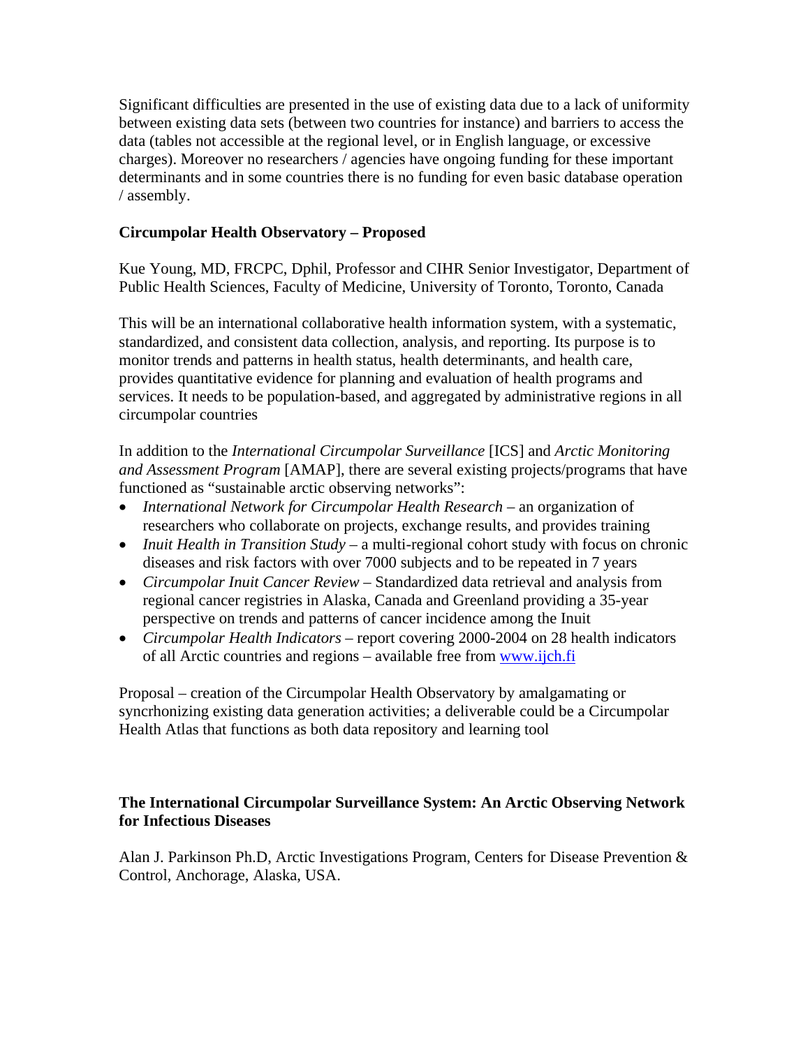Significant difficulties are presented in the use of existing data due to a lack of uniformity between existing data sets (between two countries for instance) and barriers to access the data (tables not accessible at the regional level, or in English language, or excessive charges). Moreover no researchers / agencies have ongoing funding for these important determinants and in some countries there is no funding for even basic database operation / assembly.

**Circumpolar Health Observatory – Proposed**

Kue Young, MD, FRCPC, Dphil, Professor and CIHR Senior Investigator, Department of Public Health Sciences, Faculty of Medicine, University of Toronto, Toronto, Canada

This will be an international collaborative health information system, with a systematic, standardized, and consistent data collection, analysis, and reporting. Its purpose is to monitor trends and patterns in health status, health determinants, and health care, provides quantitative evidence for planning and evaluation of health programs and services. It needs to be population-based, and aggregated by administrative regions in all circumpolar countries

In addition to the *International Circumpolar Surveillance* [ICS] and *Arctic Monitoring and Assessment Program* [AMAP], there are several existing projects/programs that have functioned as "sustainable arctic observing networks":

- *International Network for Circumpolar Health Research* – an organization of researchers who collaborate on projects, exchange results, and provides training
- *Inuit Health in Transition Study* – a multi-regional cohort study with focus on chronic diseases and risk factors with over 7000 subjects and to be repeated in 7 years
- *Circumpolar Inuit Cancer Review* – Standardized data retrieval and analysis from regional cancer registries in Alaska, Canada and Greenland providing a 35-year perspective on trends and patterns of cancer incidence among the Inuit
- *Circumpolar Health Indicators* – report covering 2000-2004 on 28 health indicators of all Arctic countries and regions – available free from www.ijch.fi

Proposal – creation of the Circumpolar Health Observatory by amalgamating or syncrhonizing existing data generation activities; a deliverable could be a Circumpolar Health Atlas that functions as both data repository and learning tool

**The International Circumpolar Surveillance System: An Arctic Observing Network for Infectious Diseases**

Alan J. Parkinson Ph.D, Arctic Investigations Program, Centers for Disease Prevention & Control, Anchorage, Alaska, USA.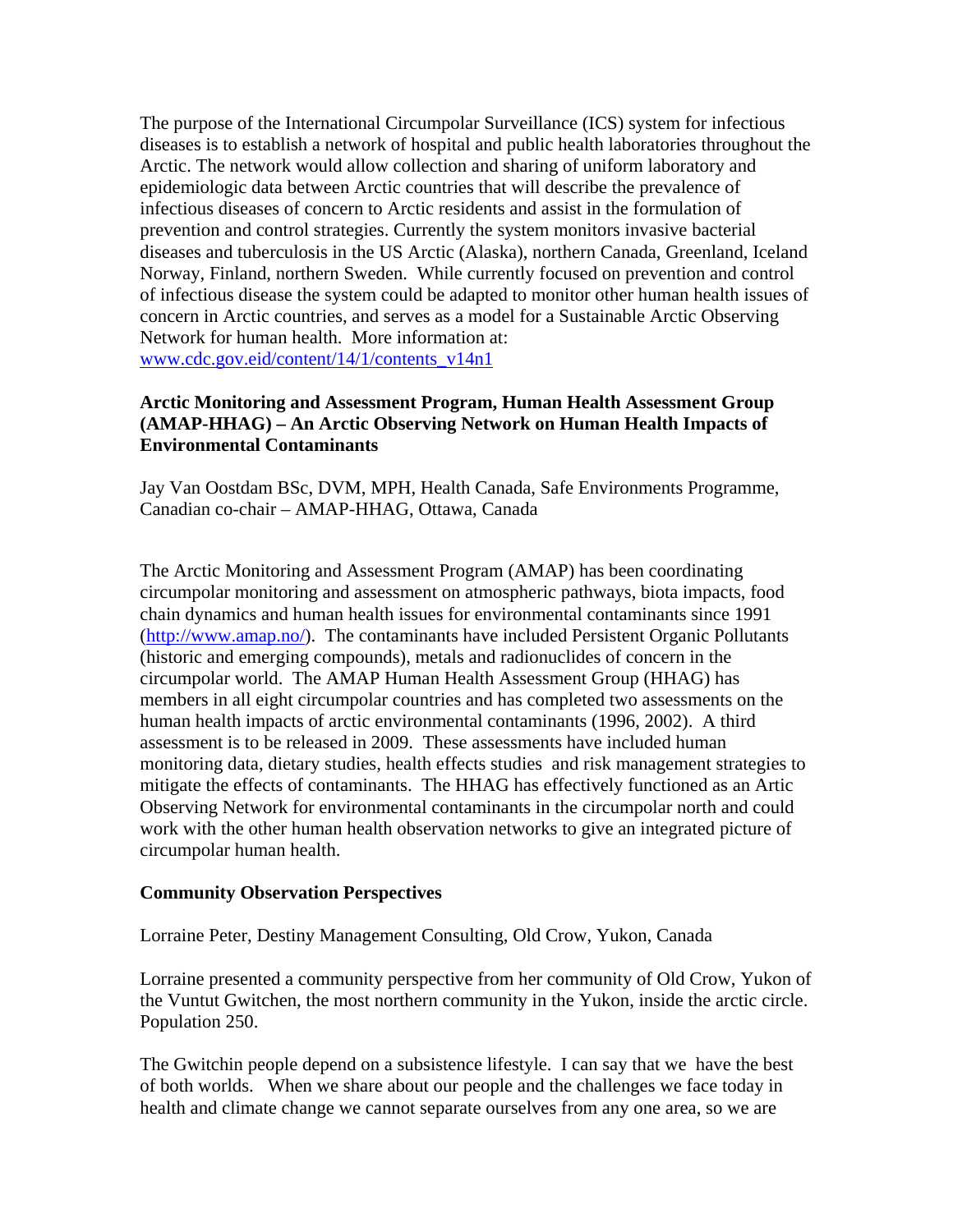The purpose of the International Circumpolar Surveillance (ICS) system for infectious diseases is to establish a network of hospital and public health laboratories throughout the Arctic. The network would allow collection and sharing of uniform laboratory and epidemiologic data between Arctic countries that will describe the prevalence of infectious diseases of concern to Arctic residents and assist in the formulation of prevention and control strategies. Currently the system monitors invasive bacterial diseases and tuberculosis in the US Arctic (Alaska), northern Canada, Greenland, Iceland Norway, Finland, northern Sweden. While currently focused on prevention and control of infectious disease the system could be adapted to monitor other human health issues of concern in Arctic countries, and serves as a model for a Sustainable Arctic Observing Network for human health. More information at: [www.cdc.gov.eid/content/14/1/contents_v14n1](www.cdc.gov.eid/content/14/1/contents_v14n1)

**Arctic Monitoring and Assessment Program, Human Health Assessment Group (AMAP-HHAG) – An Arctic Observing Network on Human Health Impacts of Environmental Contaminants**

Jay Van Oostdam BSc, DVM, MPH, Health Canada, Safe Environments Programme, Canadian co-chair – AMAP-HHAG, Ottawa, Canada

The Arctic Monitoring and Assessment Program (AMAP) has been coordinating circumpolar monitoring and assessment on atmospheric pathways, biota impacts, food chain dynamics and human health issues for environmental contaminants since 1991 ([http://www.amap.no/](http://www.amap.no/)). The contaminants have included Persistent Organic Pollutants (historic and emerging compounds), metals and radionuclides of concern in the circumpolar world. The AMAP Human Health Assessment Group (HHAG) has members in all eight circumpolar countries and has completed two assessments on the human health impacts of arctic environmental contaminants (1996, 2002). A third assessment is to be released in 2009. These assessments have included human monitoring data, dietary studies, health effects studies and risk management strategies to mitigate the effects of contaminants. The HHAG has effectively functioned as an Artic Observing Network for environmental contaminants in the circumpolar north and could work with the other human health observation networks to give an integrated picture of circumpolar human health.

**Community Observation Perspectives**

Lorraine Peter, Destiny Management Consulting, Old Crow, Yukon, Canada

Lorraine presented a community perspective from her community of Old Crow, Yukon of the Vuntut Gwitchen, the most northern community in the Yukon, inside the arctic circle. Population 250.

The Gwitchin people depend on a subsistence lifestyle. I can say that we have the best of both worlds. When we share about our people and the challenges we face today in health and climate change we cannot separate ourselves from any one area, so we are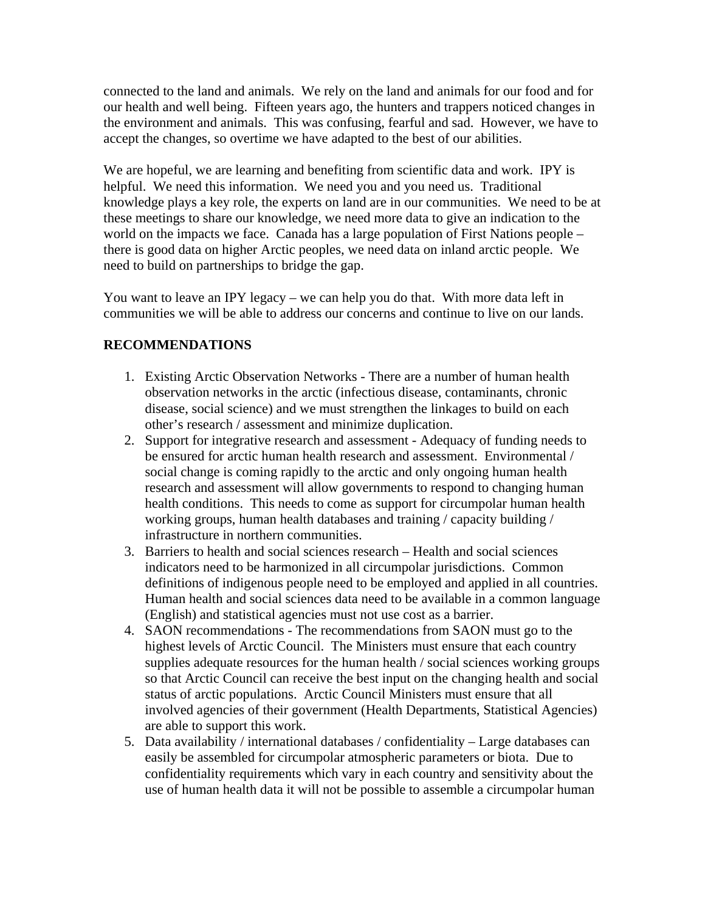connected to the land and animals. We rely on the land and animals for our food and for our health and well being. Fifteen years ago, the hunters and trappers noticed changes in the environment and animals. This was confusing, fearful and sad. However, we have to accept the changes, so overtime we have adapted to the best of our abilities.

We are hopeful, we are learning and benefiting from scientific data and work. IPY is helpful. We need this information. We need you and you need us. Traditional knowledge plays a key role, the experts on land are in our communities. We need to be at these meetings to share our knowledge, we need more data to give an indication to the world on the impacts we face. Canada has a large population of First Nations people – there is good data on higher Arctic peoples, we need data on inland arctic people. We need to build on partnerships to bridge the gap.

You want to leave an IPY legacy – we can help you do that. With more data left in communities we will be able to address our concerns and continue to live on our lands.

## RECOMMENDATIONS

1. Existing Arctic Observation Networks - There are a number of human health observation networks in the arctic (infectious disease, contaminants, chronic disease, social science) and we must strengthen the linkages to build on each other's research / assessment and minimize duplication.
2. Support for integrative research and assessment - Adequacy of funding needs to be ensured for arctic human health research and assessment. Environmental / social change is coming rapidly to the arctic and only ongoing human health research and assessment will allow governments to respond to changing human health conditions. This needs to come as support for circumpolar human health working groups, human health databases and training / capacity building / infrastructure in northern communities.
3. Barriers to health and social sciences research – Health and social sciences indicators need to be harmonized in all circumpolar jurisdictions. Common definitions of indigenous people need to be employed and applied in all countries. Human health and social sciences data need to be available in a common language (English) and statistical agencies must not use cost as a barrier.
4. SAON recommendations - The recommendations from SAON must go to the highest levels of Arctic Council. The Ministers must ensure that each country supplies adequate resources for the human health / social sciences working groups so that Arctic Council can receive the best input on the changing health and social status of arctic populations. Arctic Council Ministers must ensure that all involved agencies of their government (Health Departments, Statistical Agencies) are able to support this work.
5. Data availability / international databases / confidentiality – Large databases can easily be assembled for circumpolar atmospheric parameters or biota. Due to confidentiality requirements which vary in each country and sensitivity about the use of human health data it will not be possible to assemble a circumpolar human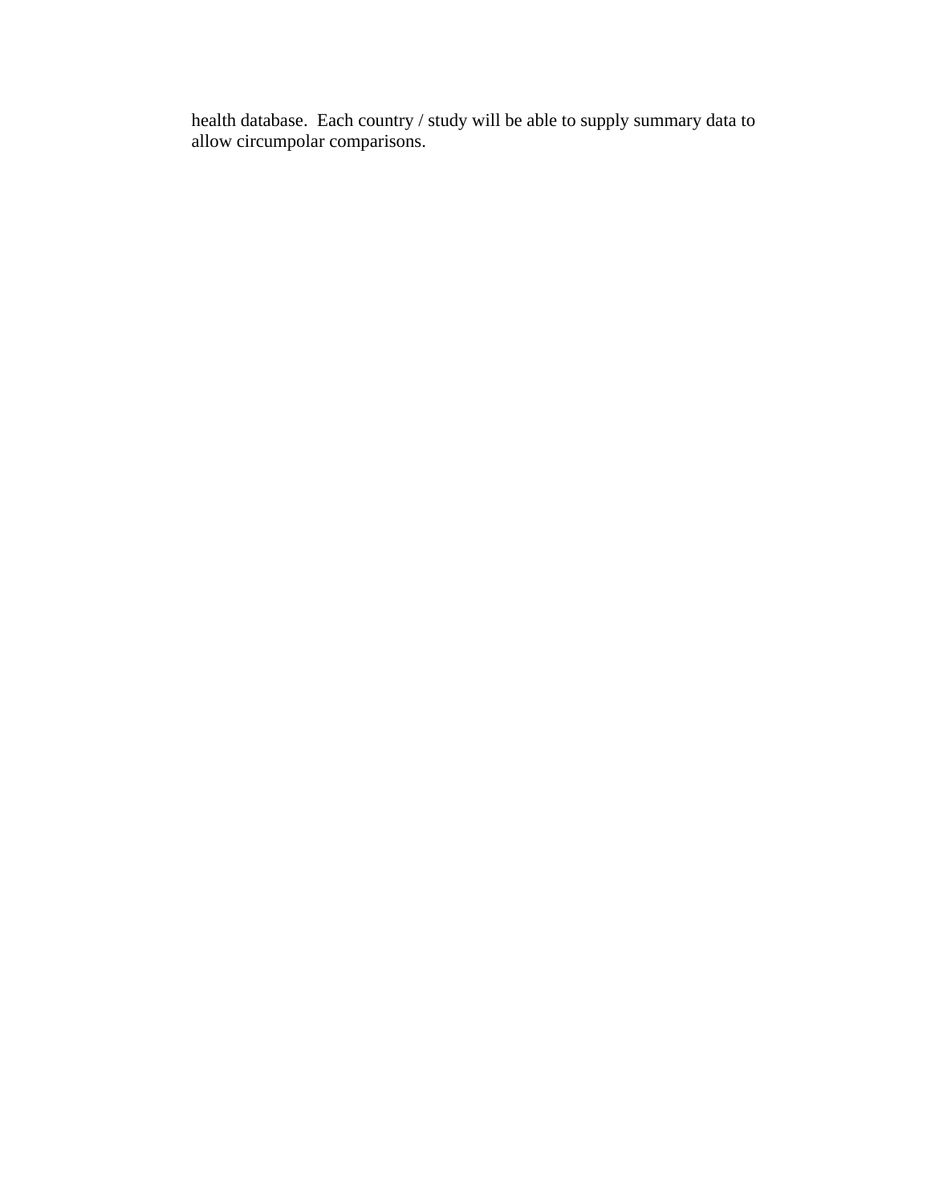health database. Each country / study will be able to supply summary data to allow circumpolar comparisons.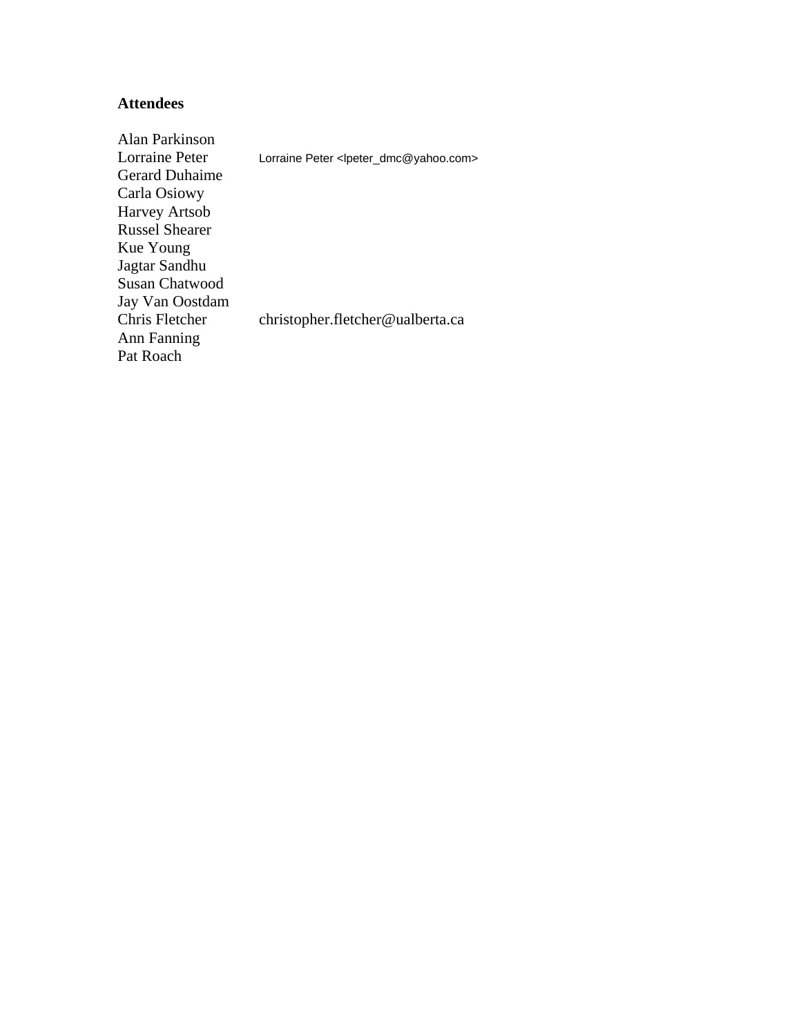**Attendees**

| | |
|---|---|
| Alan Parkinson | |
| Lorraine Peter | Lorraine Peter <lpeter_dmc@yahoo.com> |
| Gerard Duhaime | |
| Carla Osiowy | |
| Harvey Artsob | |
| Russel Shearer | |
| Kue Young | |
| Jagtar Sandhu | |
| Susan Chatwood | |
| Jay Van Oostdam | |
| Chris Fletcher | christopher.fletcher@ualberta.ca |
| Ann Fanning | |
| Pat Roach | |